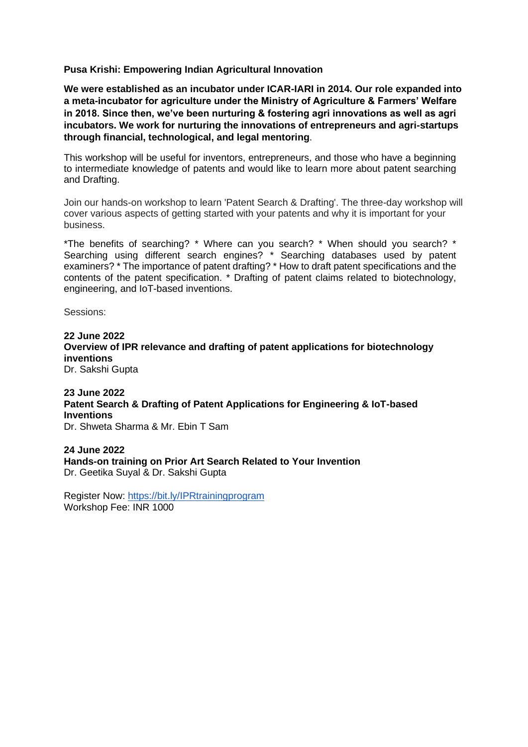**Pusa Krishi: Empowering Indian Agricultural Innovation**

**We were established as an incubator under ICAR-IARI in 2014. Our role expanded into a meta-incubator for agriculture under the Ministry of Agriculture & Farmers' Welfare in 2018. Since then, we've been nurturing & fostering agri innovations as well as agri incubators. We work for nurturing the innovations of entrepreneurs and agri-startups through financial, technological, and legal mentoring**.

This workshop will be useful for inventors, entrepreneurs, and those who have a beginning to intermediate knowledge of patents and would like to learn more about patent searching and Drafting.

Join our hands-on workshop to learn 'Patent Search & Drafting'. The three-day workshop will cover various aspects of getting started with your patents and why it is important for your business.

*The benefits of searching? * Where can you search? * When should you search? * Searching using different search engines? * Searching databases used by patent examiners? * The importance of patent drafting? * How to draft patent specifications and the contents of the patent specification. * Drafting of patent claims related to biotechnology, engineering, and IoT-based inventions.

Sessions:

**22 June 2022**
**Overview of IPR relevance and drafting of patent applications for biotechnology inventions**
Dr. Sakshi Gupta

**23 June 2022**
**Patent Search & Drafting of Patent Applications for Engineering & IoT-based Inventions**
Dr. Shweta Sharma & Mr. Ebin T Sam

**24 June 2022**
**Hands-on training on Prior Art Search Related to Your Invention**
Dr. Geetika Suyal & Dr. Sakshi Gupta

Register Now: https://bit.ly/IPRtrainingprogram
Workshop Fee: INR 1000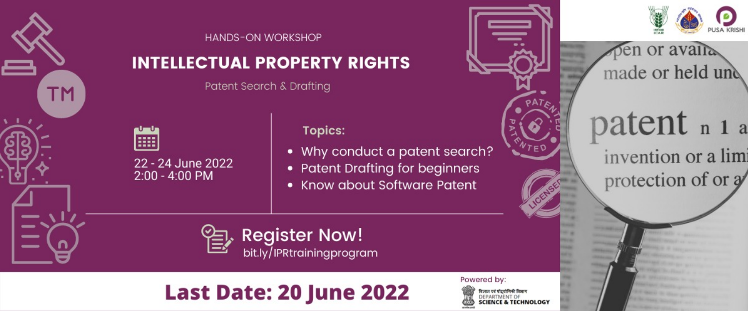HANDS-ON WORKSHOP

# INTELLECTUAL PROPERTY RIGHTS

Patent Search & Drafting

22 - 24 June 2022
2:00 - 4:00 PM

**Topics:**

- Why conduct a patent search?
- Patent Drafting for beginners
- Know about Software Patent

## Register Now!

bit.ly/IPRtrainingprogram

## Last Date: 20 June 2022

Powered by:

विज्ञान एवं प्रौद्योगिकी विभाग
DEPARTMENT OF SCIENCE & TECHNOLOGY

PUSA KRISHI